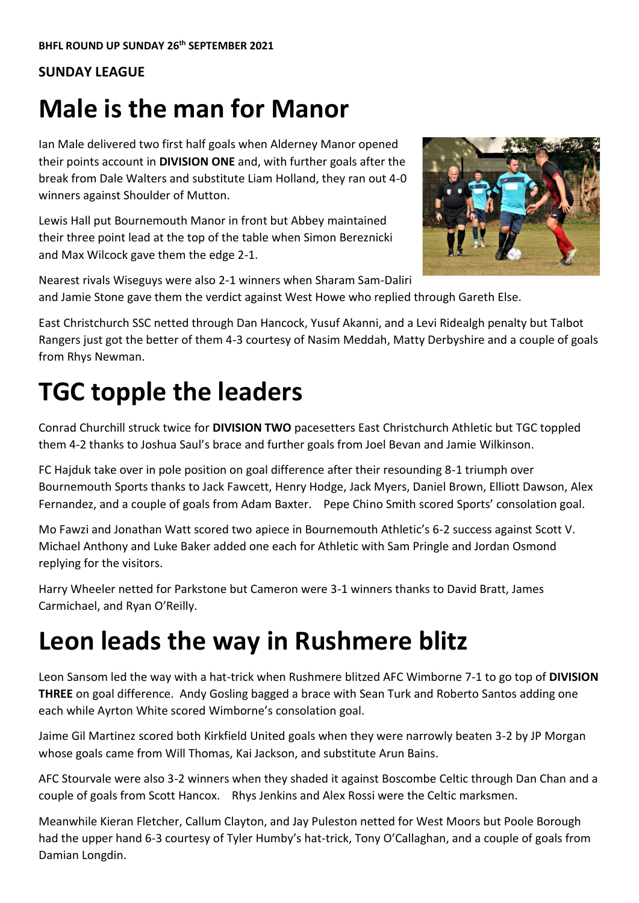**BHFL ROUND UP SUNDAY 26th SEPTEMBER 2021**

**SUNDAY LEAGUE**

# Male is the man for Manor

Ian Male delivered two first half goals when Alderney Manor opened their points account in **DIVISION ONE** and, with further goals after the break from Dale Walters and substitute Liam Holland, they ran out 4-0 winners against Shoulder of Mutton.

Lewis Hall put Bournemouth Manor in front but Abbey maintained their three point lead at the top of the table when Simon Bereznicki and Max Wilcock gave them the edge 2-1.

Nearest rivals Wiseguys were also 2-1 winners when Sharam Sam-Daliri and Jamie Stone gave them the verdict against West Howe who replied through Gareth Else.

East Christchurch SSC netted through Dan Hancock, Yusuf Akanni, and a Levi Ridealgh penalty but Talbot Rangers just got the better of them 4-3 courtesy of Nasim Meddah, Matty Derbyshire and a couple of goals from Rhys Newman.

# TGC topple the leaders

Conrad Churchill struck twice for **DIVISION TWO** pacesetters East Christchurch Athletic but TGC toppled them 4-2 thanks to Joshua Saul's brace and further goals from Joel Bevan and Jamie Wilkinson.

FC Hajduk take over in pole position on goal difference after their resounding 8-1 triumph over Bournemouth Sports thanks to Jack Fawcett, Henry Hodge, Jack Myers, Daniel Brown, Elliott Dawson, Alex Fernandez, and a couple of goals from Adam Baxter. Pepe Chino Smith scored Sports' consolation goal.

Mo Fawzi and Jonathan Watt scored two apiece in Bournemouth Athletic's 6-2 success against Scott V. Michael Anthony and Luke Baker added one each for Athletic with Sam Pringle and Jordan Osmond replying for the visitors.

Harry Wheeler netted for Parkstone but Cameron were 3-1 winners thanks to David Bratt, James Carmichael, and Ryan O'Reilly.

# Leon leads the way in Rushmere blitz

Leon Sansom led the way with a hat-trick when Rushmere blitzed AFC Wimborne 7-1 to go top of **DIVISION THREE** on goal difference. Andy Gosling bagged a brace with Sean Turk and Roberto Santos adding one each while Ayrton White scored Wimborne's consolation goal.

Jaime Gil Martinez scored both Kirkfield United goals when they were narrowly beaten 3-2 by JP Morgan whose goals came from Will Thomas, Kai Jackson, and substitute Arun Bains.

AFC Stourvale were also 3-2 winners when they shaded it against Boscombe Celtic through Dan Chan and a couple of goals from Scott Hancox. Rhys Jenkins and Alex Rossi were the Celtic marksmen.

Meanwhile Kieran Fletcher, Callum Clayton, and Jay Puleston netted for West Moors but Poole Borough had the upper hand 6-3 courtesy of Tyler Humby's hat-trick, Tony O'Callaghan, and a couple of goals from Damian Longdin.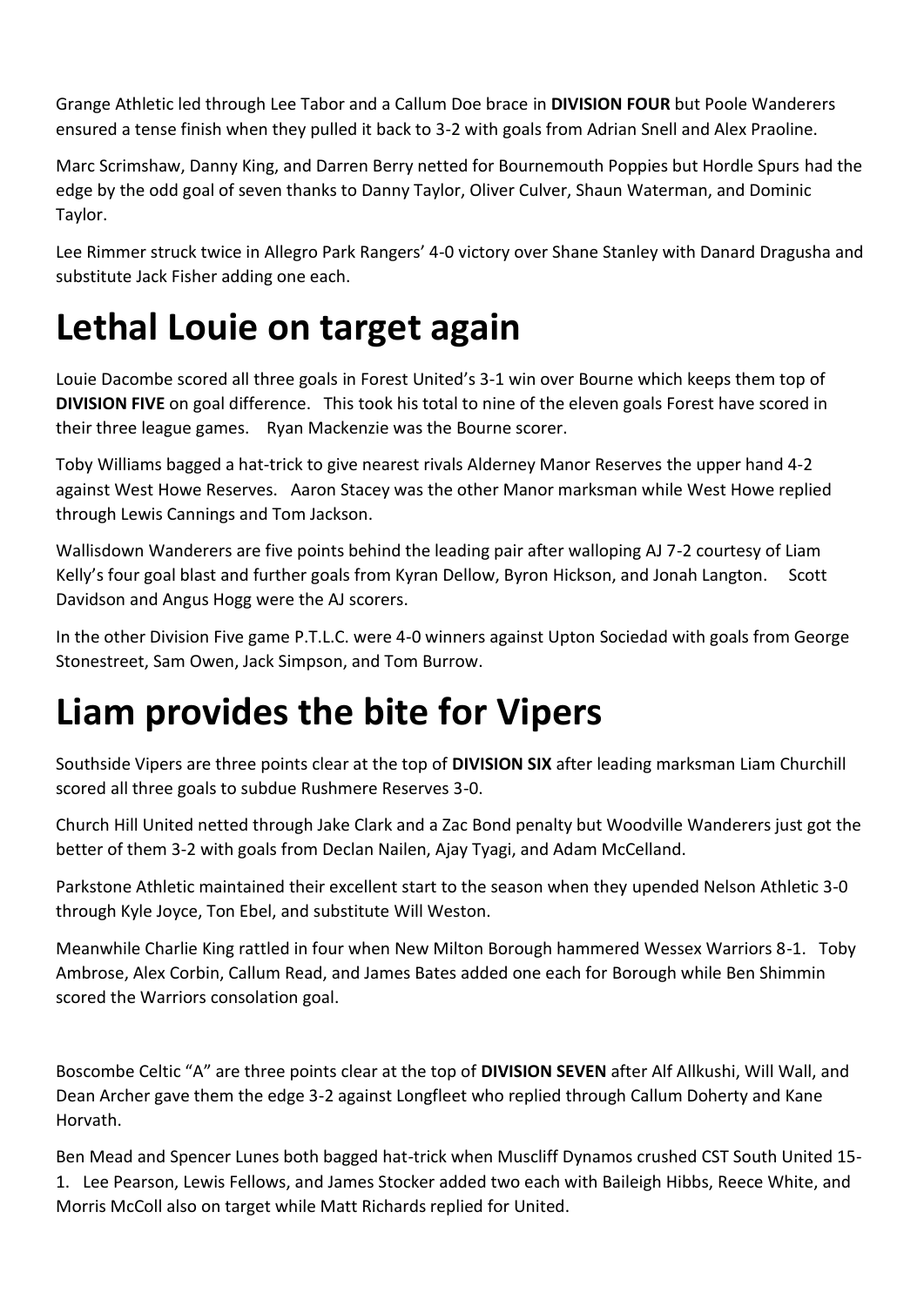Grange Athletic led through Lee Tabor and a Callum Doe brace in **DIVISION FOUR** but Poole Wanderers ensured a tense finish when they pulled it back to 3-2 with goals from Adrian Snell and Alex Praoline.

Marc Scrimshaw, Danny King, and Darren Berry netted for Bournemouth Poppies but Hordle Spurs had the edge by the odd goal of seven thanks to Danny Taylor, Oliver Culver, Shaun Waterman, and Dominic Taylor.

Lee Rimmer struck twice in Allegro Park Rangers' 4-0 victory over Shane Stanley with Danard Dragusha and substitute Jack Fisher adding one each.

# Lethal Louie on target again

Louie Dacombe scored all three goals in Forest United's 3-1 win over Bourne which keeps them top of **DIVISION FIVE** on goal difference. This took his total to nine of the eleven goals Forest have scored in their three league games. Ryan Mackenzie was the Bourne scorer.

Toby Williams bagged a hat-trick to give nearest rivals Alderney Manor Reserves the upper hand 4-2 against West Howe Reserves. Aaron Stacey was the other Manor marksman while West Howe replied through Lewis Cannings and Tom Jackson.

Wallisdown Wanderers are five points behind the leading pair after walloping AJ 7-2 courtesy of Liam Kelly's four goal blast and further goals from Kyran Dellow, Byron Hickson, and Jonah Langton. Scott Davidson and Angus Hogg were the AJ scorers.

In the other Division Five game P.T.L.C. were 4-0 winners against Upton Sociedad with goals from George Stonestreet, Sam Owen, Jack Simpson, and Tom Burrow.

# Liam provides the bite for Vipers

Southside Vipers are three points clear at the top of **DIVISION SIX** after leading marksman Liam Churchill scored all three goals to subdue Rushmere Reserves 3-0.

Church Hill United netted through Jake Clark and a Zac Bond penalty but Woodville Wanderers just got the better of them 3-2 with goals from Declan Nailen, Ajay Tyagi, and Adam McCelland.

Parkstone Athletic maintained their excellent start to the season when they upended Nelson Athletic 3-0 through Kyle Joyce, Ton Ebel, and substitute Will Weston.

Meanwhile Charlie King rattled in four when New Milton Borough hammered Wessex Warriors 8-1. Toby Ambrose, Alex Corbin, Callum Read, and James Bates added one each for Borough while Ben Shimmin scored the Warriors consolation goal.

Boscombe Celtic "A" are three points clear at the top of **DIVISION SEVEN** after Alf Allkushi, Will Wall, and Dean Archer gave them the edge 3-2 against Longfleet who replied through Callum Doherty and Kane Horvath.

Ben Mead and Spencer Lunes both bagged hat-trick when Muscliff Dynamos crushed CST South United 15-1. Lee Pearson, Lewis Fellows, and James Stocker added two each with Baileigh Hibbs, Reece White, and Morris McColl also on target while Matt Richards replied for United.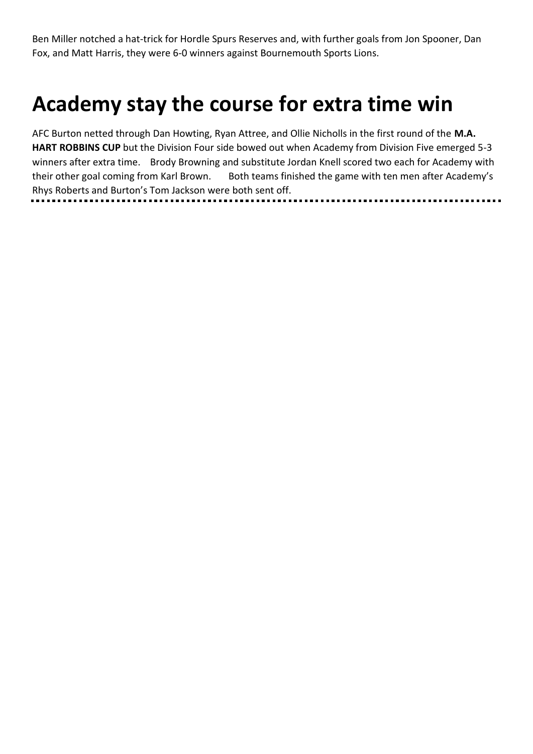Ben Miller notched a hat-trick for Hordle Spurs Reserves and, with further goals from Jon Spooner, Dan Fox, and Matt Harris, they were 6-0 winners against Bournemouth Sports Lions.

# Academy stay the course for extra time win

AFC Burton netted through Dan Howting, Ryan Attree, and Ollie Nicholls in the first round of the **M.A. HART ROBBINS CUP** but the Division Four side bowed out when Academy from Division Five emerged 5-3 winners after extra time. Brody Browning and substitute Jordan Knell scored two each for Academy with their other goal coming from Karl Brown. Both teams finished the game with ten men after Academy's Rhys Roberts and Burton's Tom Jackson were both sent off.